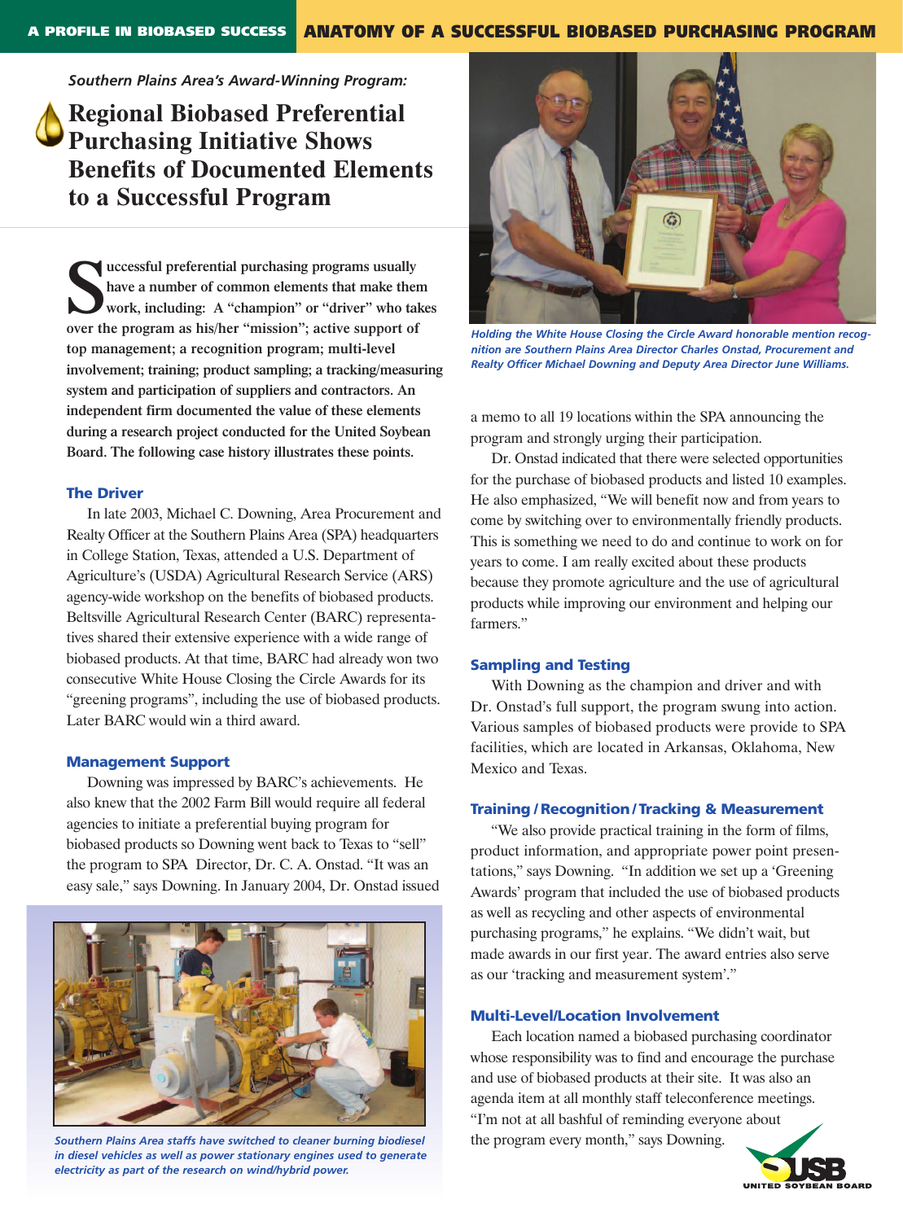*Southern Plains Area's Award-Winning Program:*

# Regional Biobased Preferential Purchasing Initiative Shows Benefits of Documented Elements to a Successful Program

**Successful preferential purchasing programs usually have a number of common elements that make them work, including: A "champion" or "driver" who takes over the program as his/her "mission"; active support of top management; a recognition program; multi-level involvement; training; product sampling; a tracking/measuring system and participation of suppliers and contractors. An independent firm documented the value of these elements during a research project conducted for the United Soybean Board. The following case history illustrates these points.**

## The Driver

In late 2003, Michael C. Downing, Area Procurement and Realty Officer at the Southern Plains Area (SPA) headquarters in College Station, Texas, attended a U.S. Department of Agriculture's (USDA) Agricultural Research Service (ARS) agency-wide workshop on the benefits of biobased products. Beltsville Agricultural Research Center (BARC) representatives shared their extensive experience with a wide range of biobased products. At that time, BARC had already won two consecutive White House Closing the Circle Awards for its "greening programs", including the use of biobased products. Later BARC would win a third award.

## Management Support

Downing was impressed by BARC's achievements. He also knew that the 2002 Farm Bill would require all federal agencies to initiate a preferential buying program for biobased products so Downing went back to Texas to "sell" the program to SPA Director, Dr. C. A. Onstad. "It was an easy sale," says Downing. In January 2004, Dr. Onstad issued a memo to all 19 locations within the SPA announcing the program and strongly urging their participation.

Dr. Onstad indicated that there were selected opportunities for the purchase of biobased products and listed 10 examples. He also emphasized, "We will benefit now and from years to come by switching over to environmentally friendly products. This is something we need to do and continue to work on for years to come. I am really excited about these products because they promote agriculture and the use of agricultural products while improving our environment and helping our farmers."

*Southern Plains Area staffs have switched to cleaner burning biodiesel in diesel vehicles as well as power stationary engines used to generate electricity as part of the research on wind/hybrid power.*

*Holding the White House Closing the Circle Award honorable mention recognition are Southern Plains Area Director Charles Onstad, Procurement and Realty Officer Michael Downing and Deputy Area Director June Williams.*

## Sampling and Testing

With Downing as the champion and driver and with Dr. Onstad's full support, the program swung into action. Various samples of biobased products were provide to SPA facilities, which are located in Arkansas, Oklahoma, New Mexico and Texas.

## Training / Recognition / Tracking & Measurement

"We also provide practical training in the form of films, product information, and appropriate power point presentations," says Downing. "In addition we set up a 'Greening Awards' program that included the use of biobased products as well as recycling and other aspects of environmental purchasing programs," he explains. "We didn't wait, but made awards in our first year. The award entries also serve as our 'tracking and measurement system'."

## Multi-Level/Location Involvement

Each location named a biobased purchasing coordinator whose responsibility was to find and encourage the purchase and use of biobased products at their site. It was also an agenda item at all monthly staff teleconference meetings. "I'm not at all bashful of reminding everyone about the program every month," says Downing.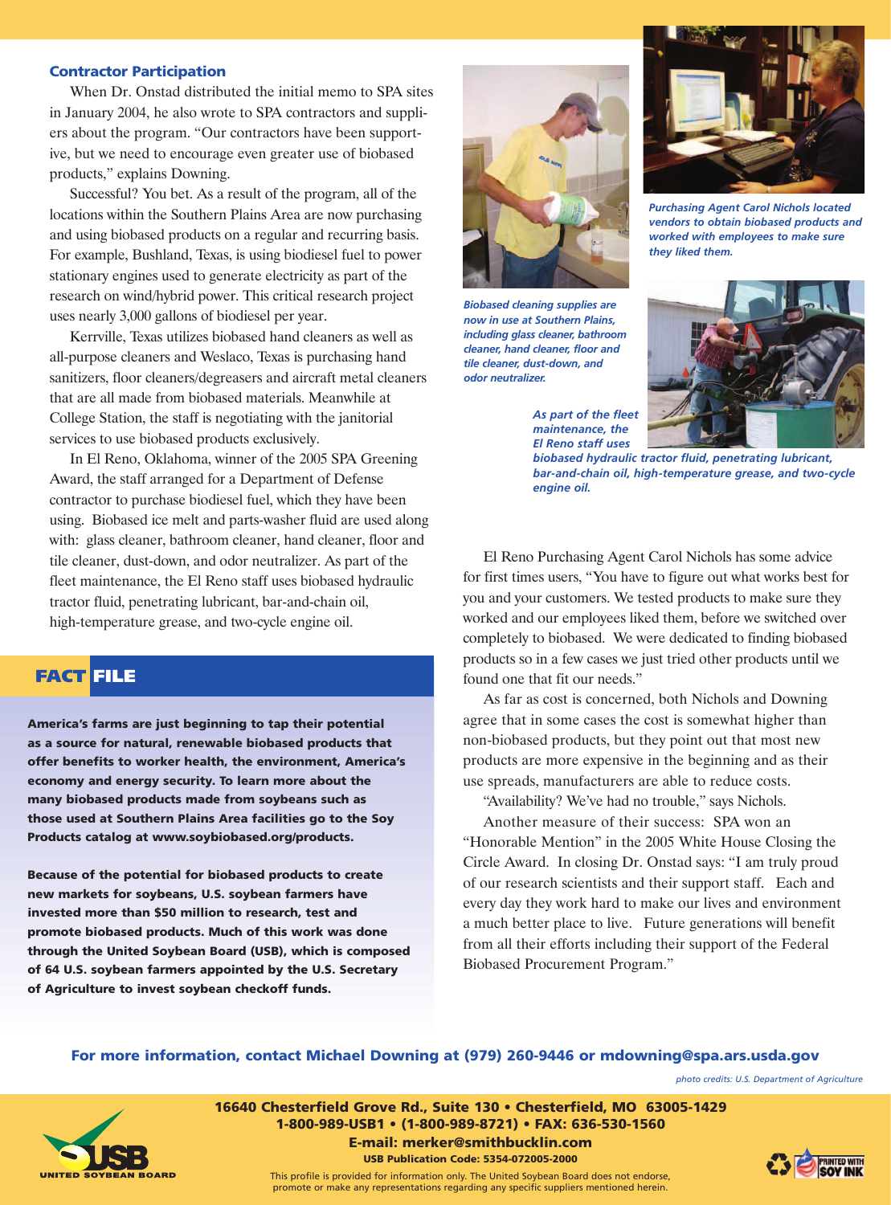### Contractor Participation

When Dr. Onstad distributed the initial memo to SPA sites in January 2004, he also wrote to SPA contractors and suppliers about the program. "Our contractors have been supportive, but we need to encourage even greater use of biobased products," explains Downing.

Successful? You bet. As a result of the program, all of the locations within the Southern Plains Area are now purchasing and using biobased products on a regular and recurring basis. For example, Bushland, Texas, is using biodiesel fuel to power stationary engines used to generate electricity as part of the research on wind/hybrid power. This critical research project uses nearly 3,000 gallons of biodiesel per year.

Kerrville, Texas utilizes biobased hand cleaners as well as all-purpose cleaners and Weslaco, Texas is purchasing hand sanitizers, floor cleaners/degreasers and aircraft metal cleaners that are all made from biobased materials. Meanwhile at College Station, the staff is negotiating with the janitorial services to use biobased products exclusively.

In El Reno, Oklahoma, winner of the 2005 SPA Greening Award, the staff arranged for a Department of Defense contractor to purchase biodiesel fuel, which they have been using. Biobased ice melt and parts-washer fluid are used along with: glass cleaner, bathroom cleaner, hand cleaner, floor and tile cleaner, dust-down, and odor neutralizer. As part of the fleet maintenance, the El Reno staff uses biobased hydraulic tractor fluid, penetrating lubricant, bar-and-chain oil, high-temperature grease, and two-cycle engine oil.

*Biobased cleaning supplies are now in use at Southern Plains, including glass cleaner, bathroom cleaner, hand cleaner, floor and tile cleaner, dust-down, and odor neutralizer.*

*Purchasing Agent Carol Nichols located vendors to obtain biobased products and worked with employees to make sure they liked them.*

*As part of the fleet maintenance, the El Reno staff uses biobased hydraulic tractor fluid, penetrating lubricant, bar-and-chain oil, high-temperature grease, and two-cycle engine oil.*

El Reno Purchasing Agent Carol Nichols has some advice for first times users, "You have to figure out what works best for you and your customers. We tested products to make sure they worked and our employees liked them, before we switched over completely to biobased. We were dedicated to finding biobased products so in a few cases we just tried other products until we found one that fit our needs."

As far as cost is concerned, both Nichols and Downing agree that in some cases the cost is somewhat higher than non-biobased products, but they point out that most new products are more expensive in the beginning and as their use spreads, manufacturers are able to reduce costs.

"Availability? We've had no trouble," says Nichols.

Another measure of their success: SPA won an "Honorable Mention" in the 2005 White House Closing the Circle Award. In closing Dr. Onstad says: "I am truly proud of our research scientists and their support staff. Each and every day they work hard to make our lives and environment a much better place to live. Future generations will benefit from all their efforts including their support of the Federal Biobased Procurement Program."

## FACT FILE

**America's farms are just beginning to tap their potential as a source for natural, renewable biobased products that offer benefits to worker health, the environment, America's economy and energy security. To learn more about the many biobased products made from soybeans such as those used at Southern Plains Area facilities go to the Soy Products catalog at www.soybiobased.org/products.**

**Because of the potential for biobased products to create new markets for soybeans, U.S. soybean farmers have invested more than $50 million to research, test and promote biobased products. Much of this work was done through the United Soybean Board (USB), which is composed of 64 U.S. soybean farmers appointed by the U.S. Secretary of Agriculture to invest soybean checkoff funds.**

**For more information, contact Michael Downing at (979) 260-9446 or mdowning@spa.ars.usda.gov**

*photo credits: U.S. Department of Agriculture*

UNITED SOYBEAN BOARD

**16640 Chesterfield Grove Rd., Suite 130 • Chesterfield, MO 63005-1429**
**1-800-989-USB1 • (1-800-989-8721) • FAX: 636-530-1560**
**E-mail: merker@smithbucklin.com**
**USB Publication Code: 5354-072005-2000**

This profile is provided for information only. The United Soybean Board does not endorse, promote or make any representations regarding any specific suppliers mentioned herein.

PRINTED WITH SOY INK